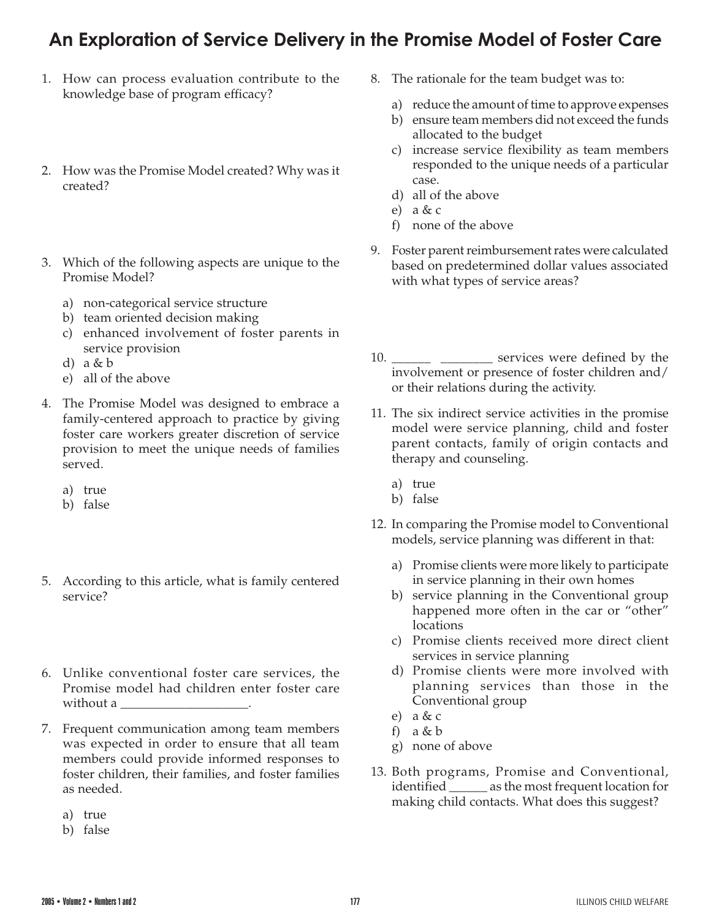# An Exploration of Service Delivery in the Promise Model of Foster Care

1. How can process evaluation contribute to the knowledge base of program efficacy?

2. How was the Promise Model created? Why was it created?

3. Which of the following aspects are unique to the Promise Model?

   a) non-categorical service structure
   b) team oriented decision making
   c) enhanced involvement of foster parents in service provision
   d) a & b
   e) all of the above

4. The Promise Model was designed to embrace a family-centered approach to practice by giving foster care workers greater discretion of service provision to meet the unique needs of families served.

   a) true
   b) false

5. According to this article, what is family centered service?

6. Unlike conventional foster care services, the Promise model had children enter foster care without a ___________________.

7. Frequent communication among team members was expected in order to ensure that all team members could provide informed responses to foster children, their families, and foster families as needed.

   a) true
   b) false

8. The rationale for the team budget was to:

   a) reduce the amount of time to approve expenses
   b) ensure team members did not exceed the funds allocated to the budget
   c) increase service flexibility as team members responded to the unique needs of a particular case.
   d) all of the above
   e) a & c
   f) none of the above

9. Foster parent reimbursement rates were calculated based on predetermined dollar values associated with what types of service areas?

10. ______ ________ services were defined by the involvement or presence of foster children and/or their relations during the activity.

11. The six indirect service activities in the promise model were service planning, child and foster parent contacts, family of origin contacts and therapy and counseling.

    a) true
    b) false

12. In comparing the Promise model to Conventional models, service planning was different in that:

    a) Promise clients were more likely to participate in service planning in their own homes
    b) service planning in the Conventional group happened more often in the car or "other" locations
    c) Promise clients received more direct client services in service planning
    d) Promise clients were more involved with planning services than those in the Conventional group
    e) a & c
    f) a & b
    g) none of above

13. Both programs, Promise and Conventional, identified ______ as the most frequent location for making child contacts. What does this suggest?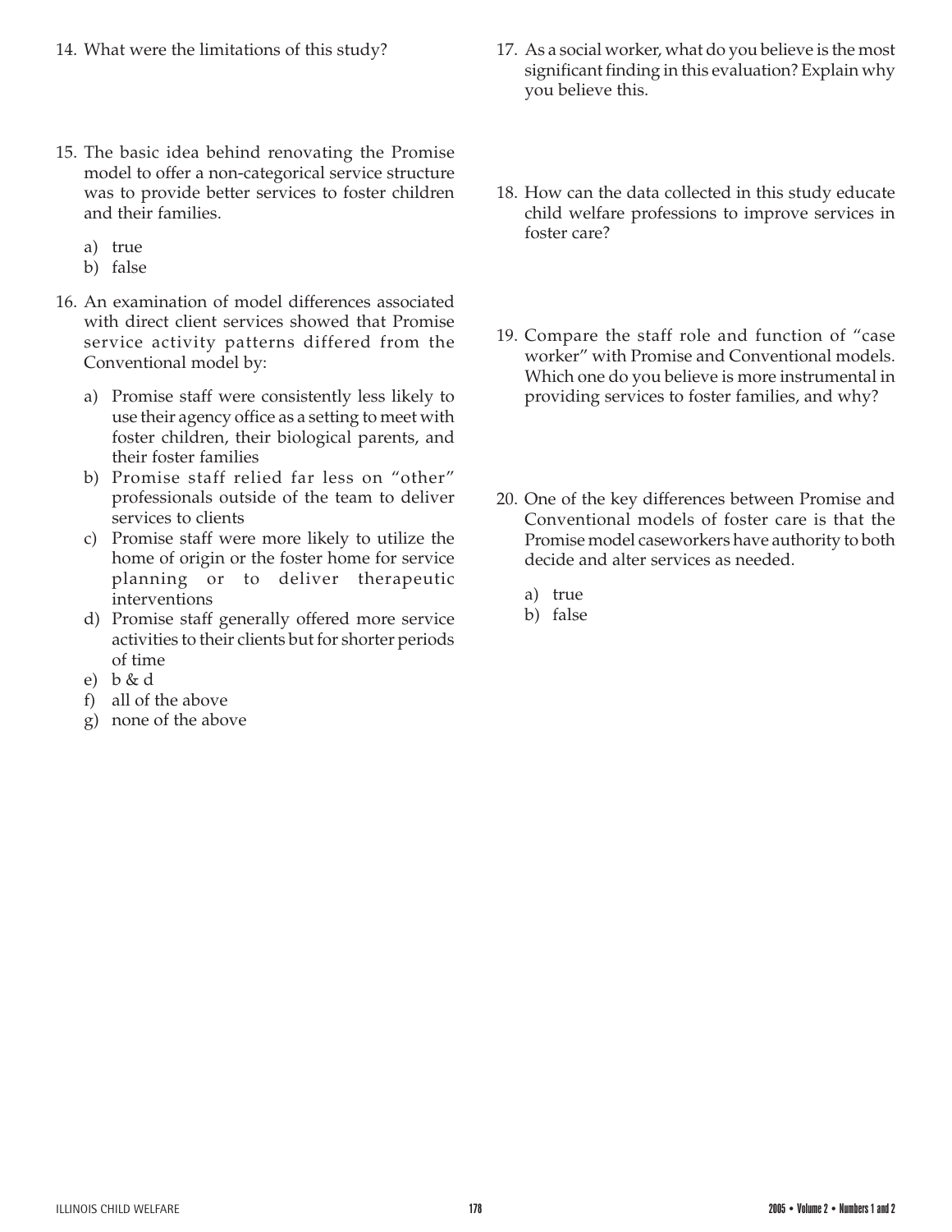14. What were the limitations of this study?

15. The basic idea behind renovating the Promise model to offer a non-categorical service structure was to provide better services to foster children and their families.

    a) true
    b) false

16. An examination of model differences associated with direct client services showed that Promise service activity patterns differed from the Conventional model by:

    a) Promise staff were consistently less likely to use their agency office as a setting to meet with foster children, their biological parents, and their foster families
    b) Promise staff relied far less on "other" professionals outside of the team to deliver services to clients
    c) Promise staff were more likely to utilize the home of origin or the foster home for service planning or to deliver therapeutic interventions
    d) Promise staff generally offered more service activities to their clients but for shorter periods of time
    e) b & d
    f) all of the above
    g) none of the above

17. As a social worker, what do you believe is the most significant finding in this evaluation? Explain why you believe this.

18. How can the data collected in this study educate child welfare professions to improve services in foster care?

19. Compare the staff role and function of "case worker" with Promise and Conventional models. Which one do you believe is more instrumental in providing services to foster families, and why?

20. One of the key differences between Promise and Conventional models of foster care is that the Promise model caseworkers have authority to both decide and alter services as needed.

    a) true
    b) false